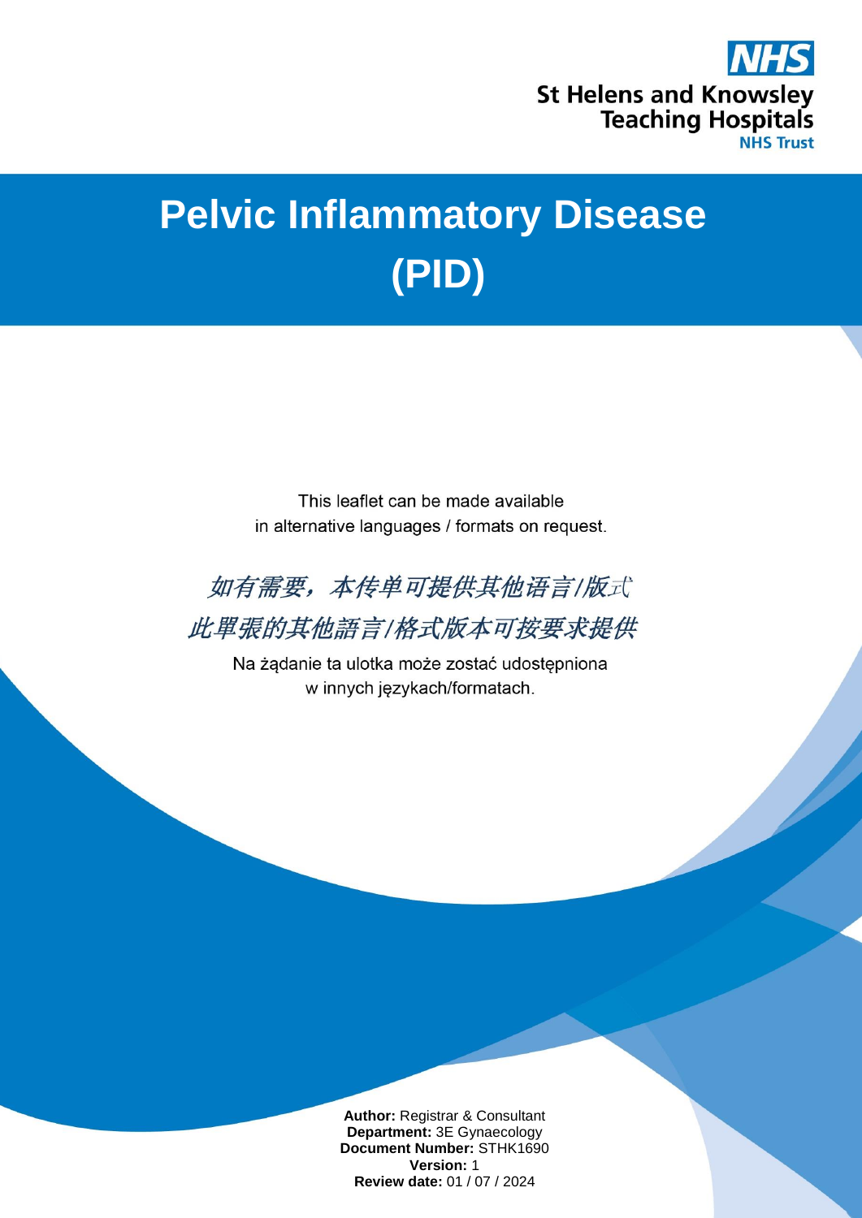St Helens and Knowsley Teaching Hospitals NHS Trust

# Pelvic Inflammatory Disease (PID)

This leaflet can be made available in alternative languages / formats on request.

*如有需要，本传单可提供其他语言/版式*

*此單張的其他語言/格式版本可按要求提供*

Na żądanie ta ulotka może zostać udostępniona w innych językach/formatach.

**Author:** Registrar & Consultant
**Department:** 3E Gynaecology
**Document Number:** STHK1690
**Version:** 1
**Review date:** 01 / 07 / 2024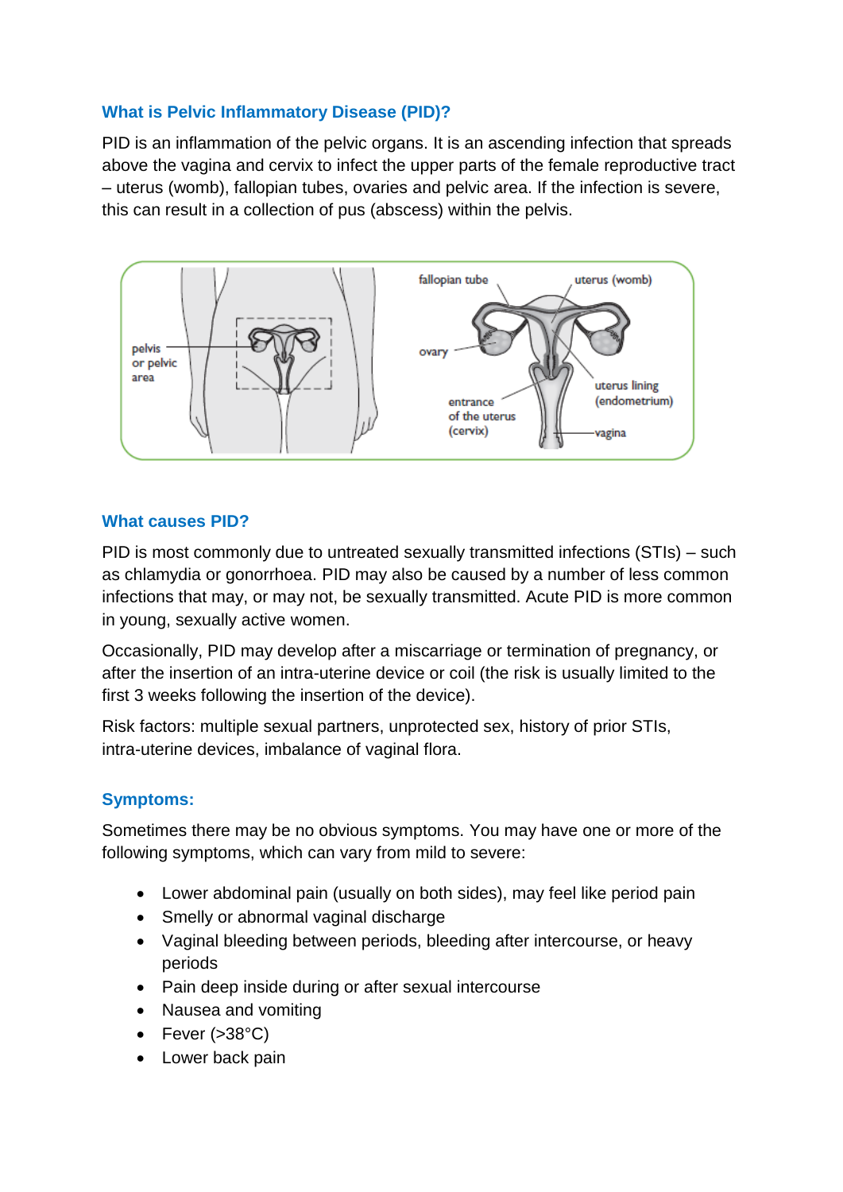## What is Pelvic Inflammatory Disease (PID)?

PID is an inflammation of the pelvic organs. It is an ascending infection that spreads above the vagina and cervix to infect the upper parts of the female reproductive tract – uterus (womb), fallopian tubes, ovaries and pelvic area. If the infection is severe, this can result in a collection of pus (abscess) within the pelvis.

## What causes PID?

PID is most commonly due to untreated sexually transmitted infections (STIs) – such as chlamydia or gonorrhoea. PID may also be caused by a number of less common infections that may, or may not, be sexually transmitted. Acute PID is more common in young, sexually active women.

Occasionally, PID may develop after a miscarriage or termination of pregnancy, or after the insertion of an intra-uterine device or coil (the risk is usually limited to the first 3 weeks following the insertion of the device).

Risk factors: multiple sexual partners, unprotected sex, history of prior STIs, intra-uterine devices, imbalance of vaginal flora.

## Symptoms:

Sometimes there may be no obvious symptoms. You may have one or more of the following symptoms, which can vary from mild to severe:

- Lower abdominal pain (usually on both sides), may feel like period pain
- Smelly or abnormal vaginal discharge
- Vaginal bleeding between periods, bleeding after intercourse, or heavy periods
- Pain deep inside during or after sexual intercourse
- Nausea and vomiting
- Fever (>38°C)
- Lower back pain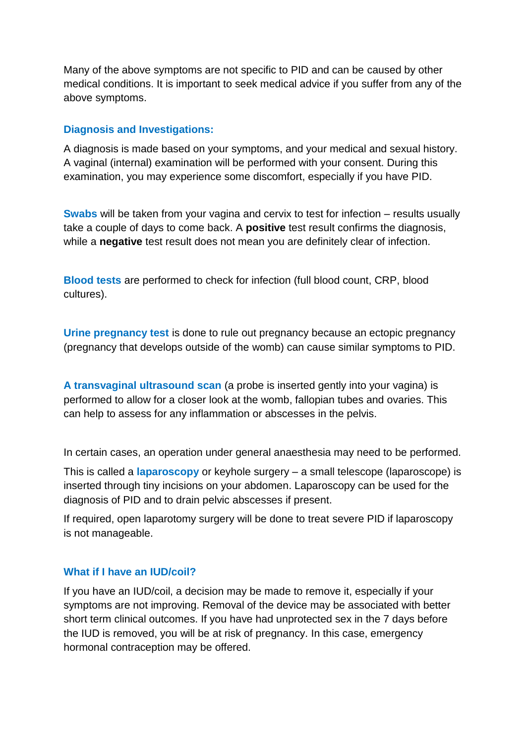Many of the above symptoms are not specific to PID and can be caused by other medical conditions. It is important to seek medical advice if you suffer from any of the above symptoms.

## Diagnosis and Investigations:

A diagnosis is made based on your symptoms, and your medical and sexual history. A vaginal (internal) examination will be performed with your consent. During this examination, you may experience some discomfort, especially if you have PID.

**Swabs** will be taken from your vagina and cervix to test for infection – results usually take a couple of days to come back. A **positive** test result confirms the diagnosis, while a **negative** test result does not mean you are definitely clear of infection.

**Blood tests** are performed to check for infection (full blood count, CRP, blood cultures).

**Urine pregnancy test** is done to rule out pregnancy because an ectopic pregnancy (pregnancy that develops outside of the womb) can cause similar symptoms to PID.

**A transvaginal ultrasound scan** (a probe is inserted gently into your vagina) is performed to allow for a closer look at the womb, fallopian tubes and ovaries. This can help to assess for any inflammation or abscesses in the pelvis.

In certain cases, an operation under general anaesthesia may need to be performed.

This is called a **laparoscopy** or keyhole surgery – a small telescope (laparoscope) is inserted through tiny incisions on your abdomen. Laparoscopy can be used for the diagnosis of PID and to drain pelvic abscesses if present.

If required, open laparotomy surgery will be done to treat severe PID if laparoscopy is not manageable.

## What if I have an IUD/coil?

If you have an IUD/coil, a decision may be made to remove it, especially if your symptoms are not improving. Removal of the device may be associated with better short term clinical outcomes. If you have had unprotected sex in the 7 days before the IUD is removed, you will be at risk of pregnancy. In this case, emergency hormonal contraception may be offered.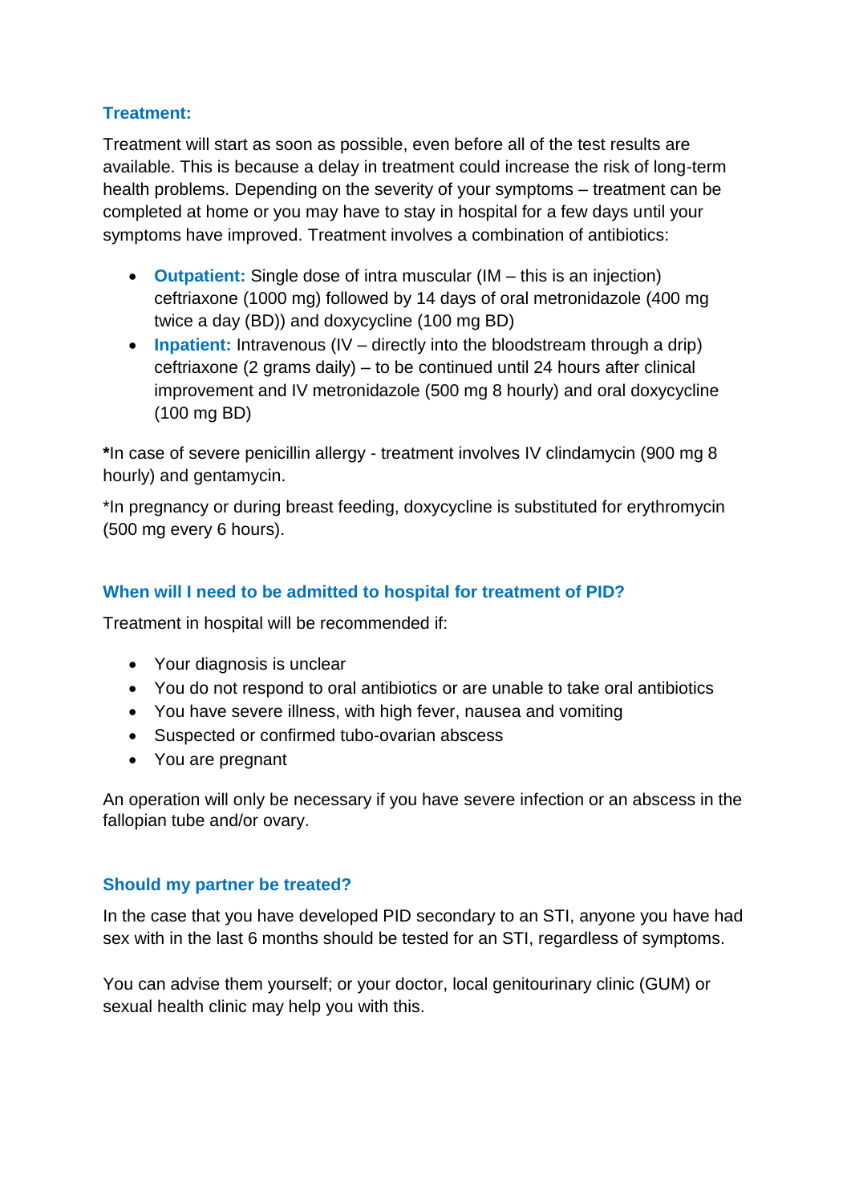## Treatment:

Treatment will start as soon as possible, even before all of the test results are available. This is because a delay in treatment could increase the risk of long-term health problems. Depending on the severity of your symptoms – treatment can be completed at home or you may have to stay in hospital for a few days until your symptoms have improved. Treatment involves a combination of antibiotics:

- **Outpatient:** Single dose of intra muscular (IM – this is an injection) ceftriaxone (1000 mg) followed by 14 days of oral metronidazole (400 mg twice a day (BD)) and doxycycline (100 mg BD)
- **Inpatient:** Intravenous (IV – directly into the bloodstream through a drip) ceftriaxone (2 grams daily) – to be continued until 24 hours after clinical improvement and IV metronidazole (500 mg 8 hourly) and oral doxycycline (100 mg BD)

**\***In case of severe penicillin allergy - treatment involves IV clindamycin (900 mg 8 hourly) and gentamycin.

*In pregnancy or during breast feeding, doxycycline is substituted for erythromycin (500 mg every 6 hours).

## When will I need to be admitted to hospital for treatment of PID?

Treatment in hospital will be recommended if:

- Your diagnosis is unclear
- You do not respond to oral antibiotics or are unable to take oral antibiotics
- You have severe illness, with high fever, nausea and vomiting
- Suspected or confirmed tubo-ovarian abscess
- You are pregnant

An operation will only be necessary if you have severe infection or an abscess in the fallopian tube and/or ovary.

## Should my partner be treated?

In the case that you have developed PID secondary to an STI, anyone you have had sex with in the last 6 months should be tested for an STI, regardless of symptoms.

You can advise them yourself; or your doctor, local genitourinary clinic (GUM) or sexual health clinic may help you with this.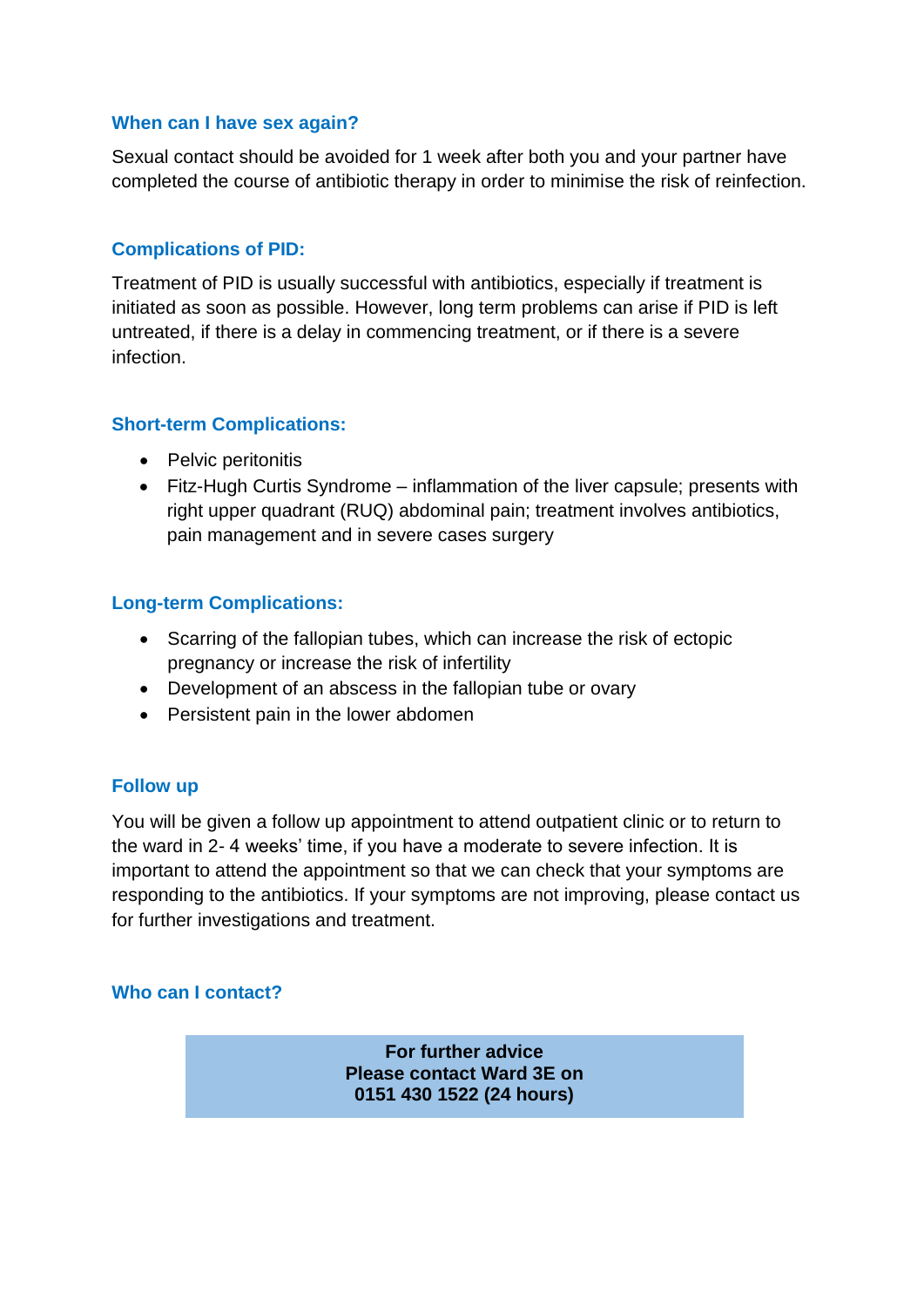## When can I have sex again?

Sexual contact should be avoided for 1 week after both you and your partner have completed the course of antibiotic therapy in order to minimise the risk of reinfection.

## Complications of PID:

Treatment of PID is usually successful with antibiotics, especially if treatment is initiated as soon as possible. However, long term problems can arise if PID is left untreated, if there is a delay in commencing treatment, or if there is a severe infection.

## Short-term Complications:

- Pelvic peritonitis
- Fitz-Hugh Curtis Syndrome – inflammation of the liver capsule; presents with right upper quadrant (RUQ) abdominal pain; treatment involves antibiotics, pain management and in severe cases surgery

## Long-term Complications:

- Scarring of the fallopian tubes, which can increase the risk of ectopic pregnancy or increase the risk of infertility
- Development of an abscess in the fallopian tube or ovary
- Persistent pain in the lower abdomen

## Follow up

You will be given a follow up appointment to attend outpatient clinic or to return to the ward in 2- 4 weeks' time, if you have a moderate to severe infection. It is important to attend the appointment so that we can check that your symptoms are responding to the antibiotics. If your symptoms are not improving, please contact us for further investigations and treatment.

## Who can I contact?

**For further advice**
**Please contact Ward 3E on**
**0151 430 1522 (24 hours)**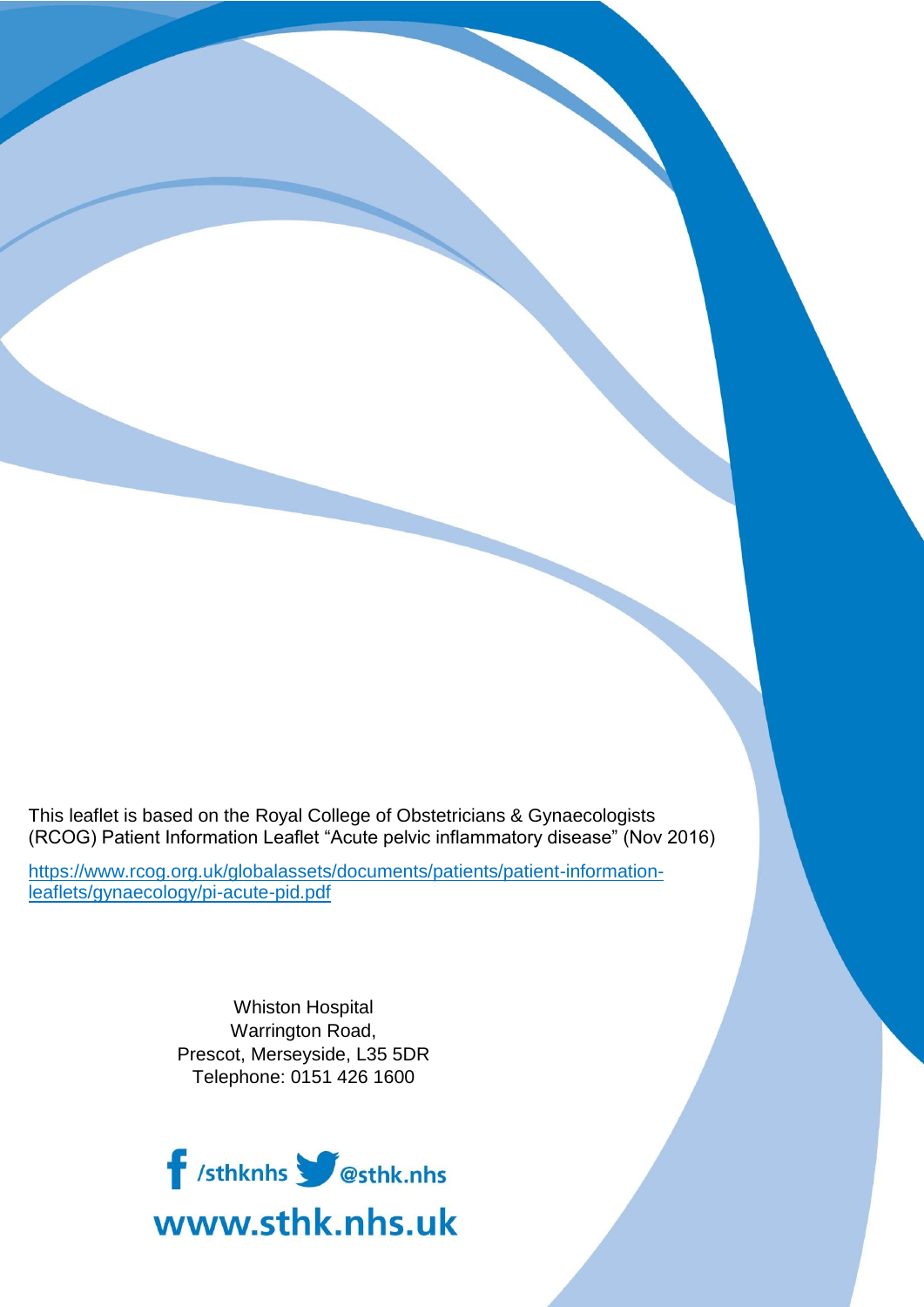This leaflet is based on the Royal College of Obstetricians & Gynaecologists (RCOG) Patient Information Leaflet "Acute pelvic inflammatory disease" (Nov 2016)

https://www.rcog.org.uk/globalassets/documents/patients/patient-information-leaflets/gynaecology/pi-acute-pid.pdf

Whiston Hospital
Warrington Road,
Prescot, Merseyside, L35 5DR
Telephone: 0151 426 1600

/sthknhs @sthk.nhs

www.sthk.nhs.uk